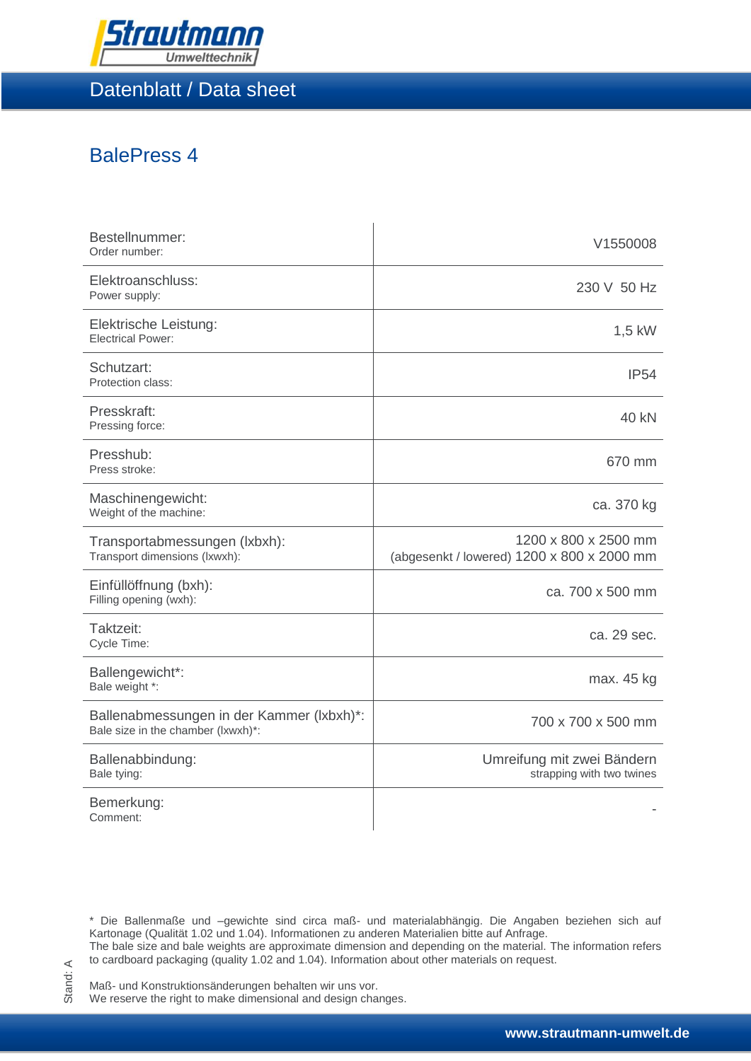Strautmann Umwelttechnik

# Datenblatt / Data sheet

## BalePress 4

| Bestellnummer:<br>Order number: | V1550008 |
|---|---|
| Elektroanschluss:<br>Power supply: | 230 V 50 Hz |
| Elektrische Leistung:<br>Electrical Power: | 1,5 kW |
| Schutzart:<br>Protection class: | IP54 |
| Presskraft:<br>Pressing force: | 40 kN |
| Presshub:<br>Press stroke: | 670 mm |
| Maschinengewicht:<br>Weight of the machine: | ca. 370 kg |
| Transportabmessungen (lxbxh):<br>Transport dimensions (lxwxh): | 1200 x 800 x 2500 mm<br>(abgesenkt / lowered) 1200 x 800 x 2000 mm |
| Einfüllöffnung (bxh):<br>Filling opening (wxh): | ca. 700 x 500 mm |
| Taktzeit:<br>Cycle Time: | ca. 29 sec. |
| Ballengewicht*:<br>Bale weight *: | max. 45 kg |
| Ballenabmessungen in der Kammer (lxbxh)*:<br>Bale size in the chamber (lxwxh)*: | 700 x 700 x 500 mm |
| Ballenabbindung:<br>Bale tying: | Umreifung mit zwei Bändern<br>strapping with two twines |
| Bemerkung:<br>Comment: | - |

* Die Ballenmaße und –gewichte sind circa maß- und materialabhängig. Die Angaben beziehen sich auf Kartonage (Qualität 1.02 und 1.04). Informationen zu anderen Materialien bitte auf Anfrage.
The bale size and bale weights are approximate dimension and depending on the material. The information refers to cardboard packaging (quality 1.02 and 1.04). Information about other materials on request.

Maß- und Konstruktionsänderungen behalten wir uns vor.
We reserve the right to make dimensional and design changes.

Stand: A

www.strautmann-umwelt.de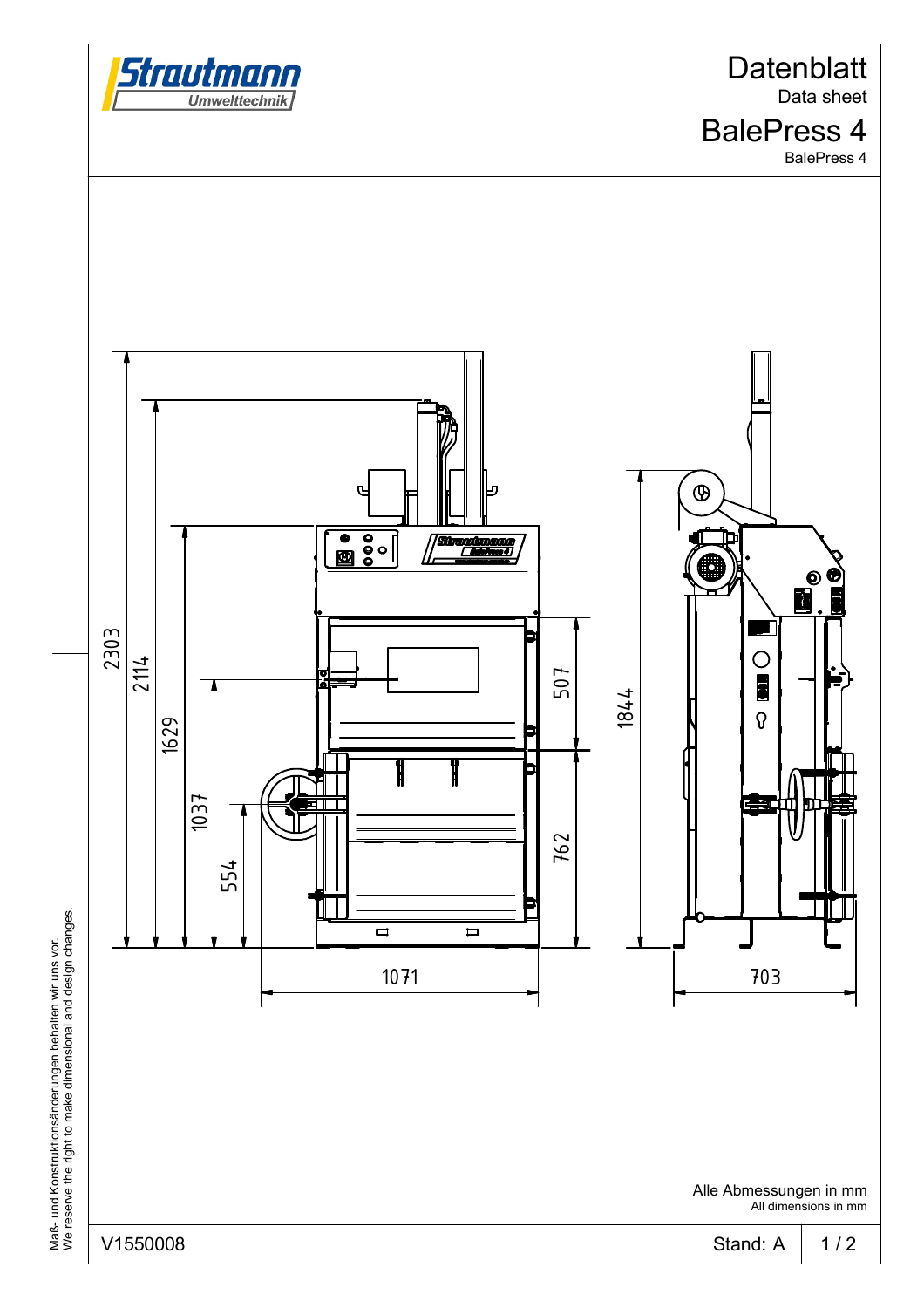# Datenblatt

Data sheet

# BalePress 4

BalePress 4

2303

2114

1629

1037

554

507

762

1844

1071

703

Alle Abmessungen in mm

All dimensions in mm

Maß- und Konstruktionsänderungen behalten wir uns vor.
We reserve the right to make dimensional and design changes.

V1550008

Stand: A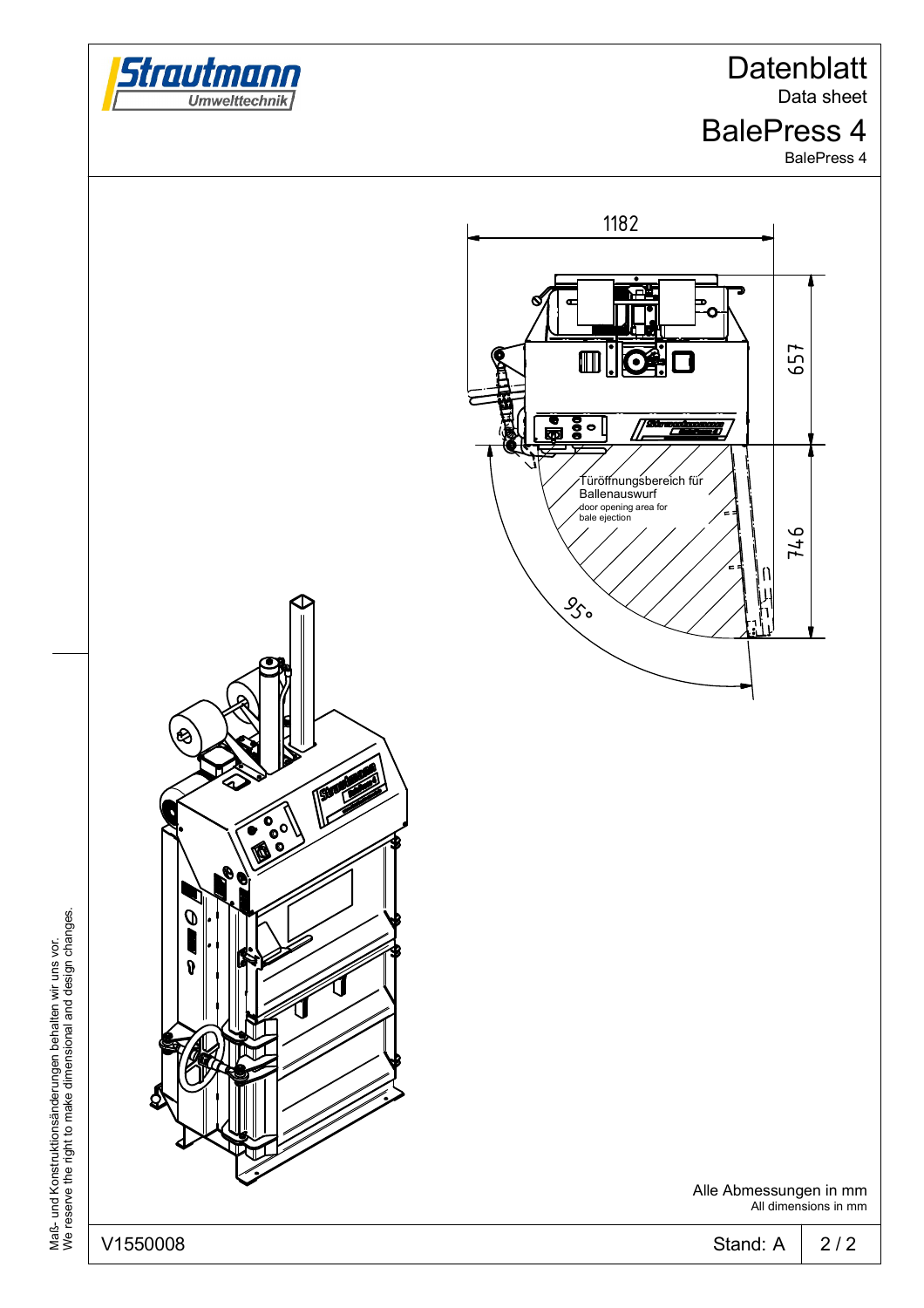# Datenblatt

Data sheet

# BalePress 4

BalePress 4

1182

657

746

Türöffnungsbereich für Ballenauswurf

door opening area for bale ejection

95°

Alle Abmessungen in mm

All dimensions in mm

Maß- und Konstruktionsänderungen behalten wir uns vor.
We reserve the right to make dimensional and design changes.

V1550008

Stand: A